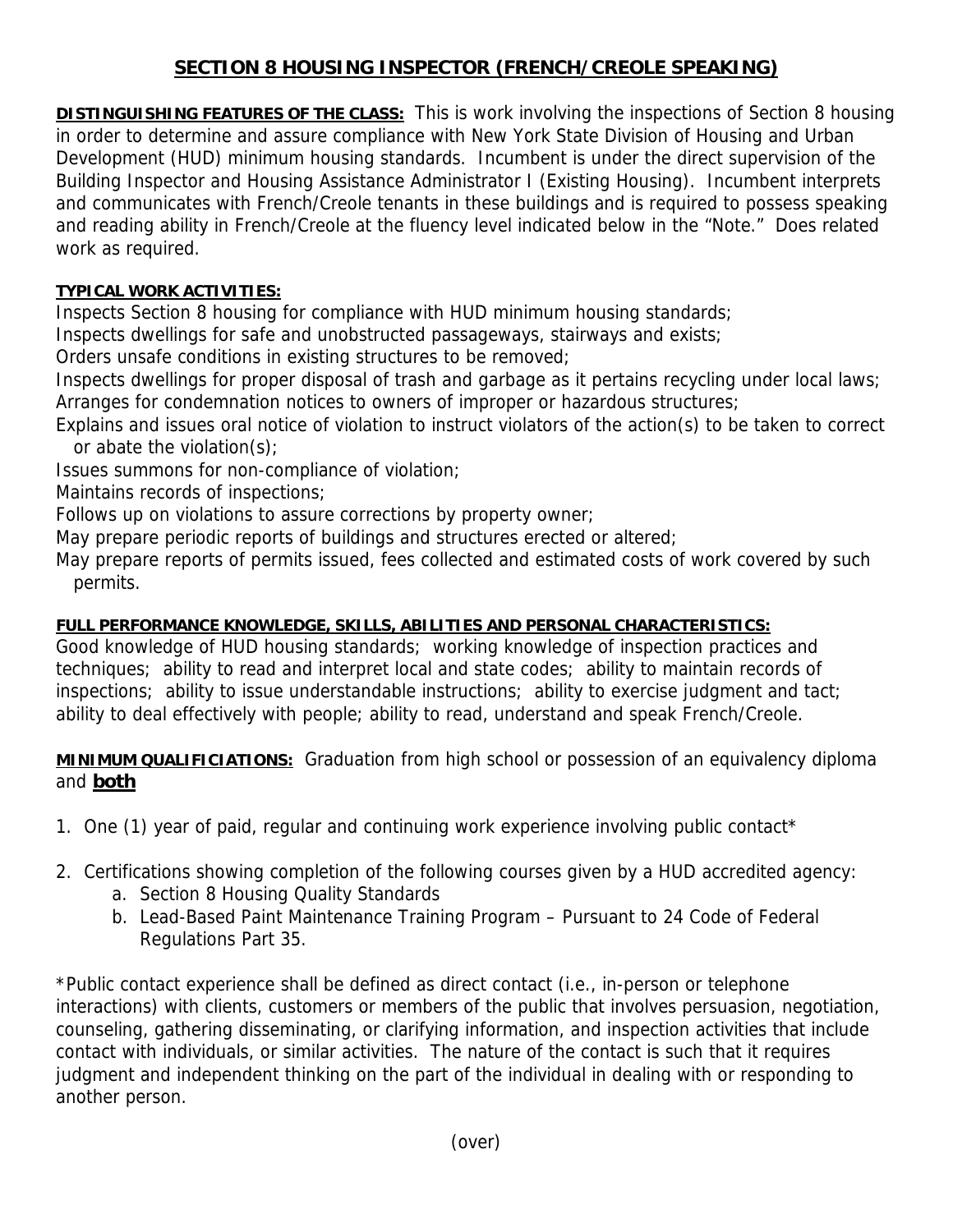# SECTION 8 HOUSING INSPECTOR (FRENCH/CREOLE SPEAKING)

**DISTINGUISHING FEATURES OF THE CLASS:** This is work involving the inspections of Section 8 housing in order to determine and assure compliance with New York State Division of Housing and Urban Development (HUD) minimum housing standards. Incumbent is under the direct supervision of the Building Inspector and Housing Assistance Administrator I (Existing Housing). Incumbent interprets and communicates with French/Creole tenants in these buildings and is required to possess speaking and reading ability in French/Creole at the fluency level indicated below in the "Note." Does related work as required.

**TYPICAL WORK ACTIVITIES:**

Inspects Section 8 housing for compliance with HUD minimum housing standards;
Inspects dwellings for safe and unobstructed passageways, stairways and exists;
Orders unsafe conditions in existing structures to be removed;
Inspects dwellings for proper disposal of trash and garbage as it pertains recycling under local laws;
Arranges for condemnation notices to owners of improper or hazardous structures;
Explains and issues oral notice of violation to instruct violators of the action(s) to be taken to correct or abate the violation(s);
Issues summons for non-compliance of violation;
Maintains records of inspections;
Follows up on violations to assure corrections by property owner;
May prepare periodic reports of buildings and structures erected or altered;
May prepare reports of permits issued, fees collected and estimated costs of work covered by such permits.

**FULL PERFORMANCE KNOWLEDGE, SKILLS, ABILITIES AND PERSONAL CHARACTERISTICS:**
Good knowledge of HUD housing standards; working knowledge of inspection practices and techniques; ability to read and interpret local and state codes; ability to maintain records of inspections; ability to issue understandable instructions; ability to exercise judgment and tact; ability to deal effectively with people; ability to read, understand and speak French/Creole.

**MINIMUM QUALIFICIATIONS:** Graduation from high school or possession of an equivalency diploma and **both**

1. One (1) year of paid, regular and continuing work experience involving public contact*

2. Certifications showing completion of the following courses given by a HUD accredited agency:
   a. Section 8 Housing Quality Standards
   b. Lead-Based Paint Maintenance Training Program – Pursuant to 24 Code of Federal Regulations Part 35.

*Public contact experience shall be defined as direct contact (i.e., in-person or telephone interactions) with clients, customers or members of the public that involves persuasion, negotiation, counseling, gathering disseminating, or clarifying information, and inspection activities that include contact with individuals, or similar activities. The nature of the contact is such that it requires judgment and independent thinking on the part of the individual in dealing with or responding to another person.

(over)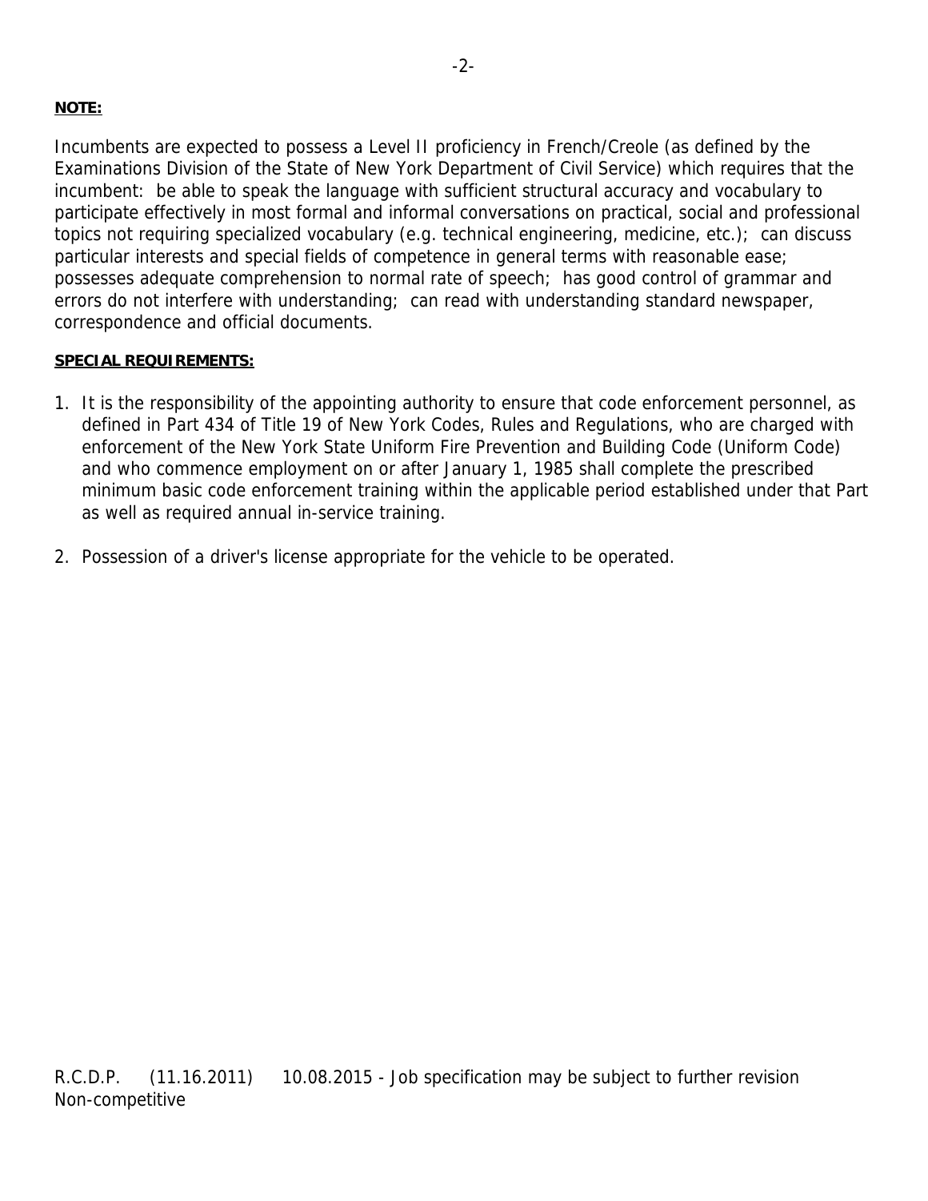**NOTE:**

Incumbents are expected to possess a Level II proficiency in French/Creole (as defined by the Examinations Division of the State of New York Department of Civil Service) which requires that the incumbent: be able to speak the language with sufficient structural accuracy and vocabulary to participate effectively in most formal and informal conversations on practical, social and professional topics not requiring specialized vocabulary (e.g. technical engineering, medicine, etc.); can discuss particular interests and special fields of competence in general terms with reasonable ease; possesses adequate comprehension to normal rate of speech; has good control of grammar and errors do not interfere with understanding; can read with understanding standard newspaper, correspondence and official documents.

**SPECIAL REQUIREMENTS:**

1. It is the responsibility of the appointing authority to ensure that code enforcement personnel, as defined in Part 434 of Title 19 of New York Codes, Rules and Regulations, who are charged with enforcement of the New York State Uniform Fire Prevention and Building Code (Uniform Code) and who commence employment on or after January 1, 1985 shall complete the prescribed minimum basic code enforcement training within the applicable period established under that Part as well as required annual in-service training.

2. Possession of a driver's license appropriate for the vehicle to be operated.

R.C.D.P. (11.16.2011) 10.08.2015 - Job specification may be subject to further revision
Non-competitive